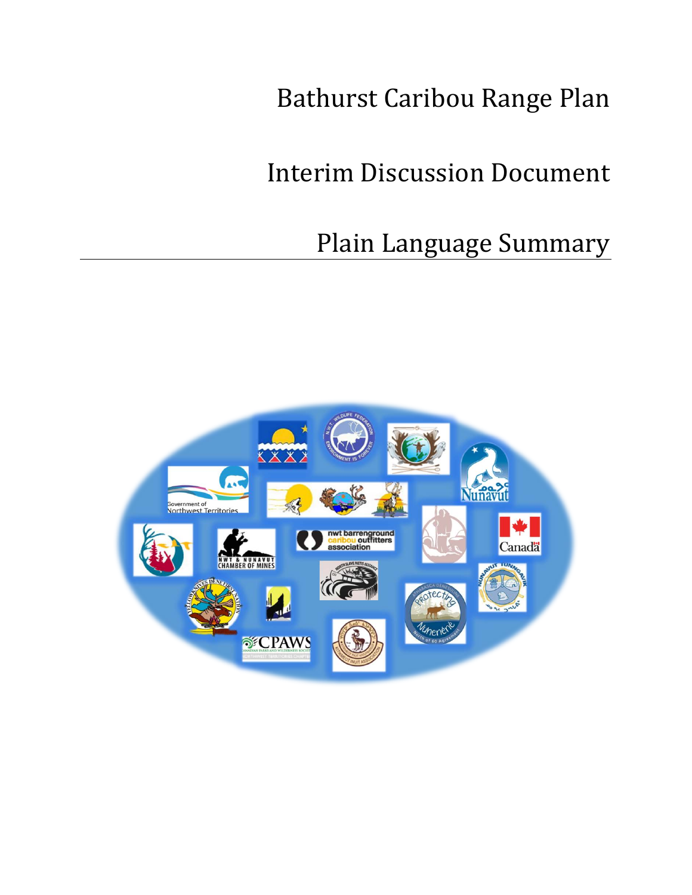# Bathurst Caribou Range Plan

# Interim Discussion Document

# Plain Language Summary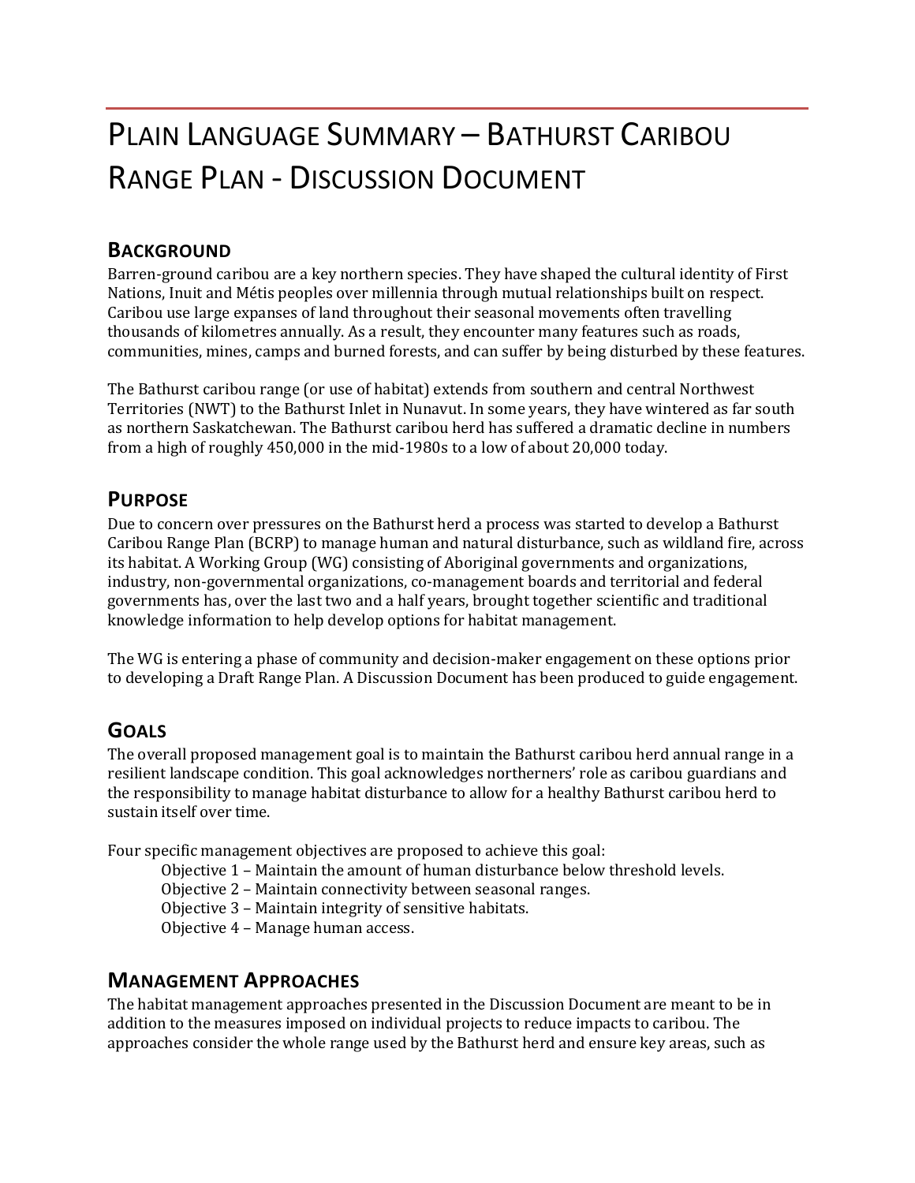# Plain Language Summary – Bathurst Caribou Range Plan - Discussion Document

## Background

Barren-ground caribou are a key northern species. They have shaped the cultural identity of First Nations, Inuit and Métis peoples over millennia through mutual relationships built on respect. Caribou use large expanses of land throughout their seasonal movements often travelling thousands of kilometres annually. As a result, they encounter many features such as roads, communities, mines, camps and burned forests, and can suffer by being disturbed by these features.

The Bathurst caribou range (or use of habitat) extends from southern and central Northwest Territories (NWT) to the Bathurst Inlet in Nunavut. In some years, they have wintered as far south as northern Saskatchewan. The Bathurst caribou herd has suffered a dramatic decline in numbers from a high of roughly 450,000 in the mid-1980s to a low of about 20,000 today.

## Purpose

Due to concern over pressures on the Bathurst herd a process was started to develop a Bathurst Caribou Range Plan (BCRP) to manage human and natural disturbance, such as wildland fire, across its habitat. A Working Group (WG) consisting of Aboriginal governments and organizations, industry, non-governmental organizations, co-management boards and territorial and federal governments has, over the last two and a half years, brought together scientific and traditional knowledge information to help develop options for habitat management.

The WG is entering a phase of community and decision-maker engagement on these options prior to developing a Draft Range Plan. A Discussion Document has been produced to guide engagement.

## Goals

The overall proposed management goal is to maintain the Bathurst caribou herd annual range in a resilient landscape condition. This goal acknowledges northerners' role as caribou guardians and the responsibility to manage habitat disturbance to allow for a healthy Bathurst caribou herd to sustain itself over time.

Four specific management objectives are proposed to achieve this goal:

- Objective 1 – Maintain the amount of human disturbance below threshold levels.
- Objective 2 – Maintain connectivity between seasonal ranges.
- Objective 3 – Maintain integrity of sensitive habitats.
- Objective 4 – Manage human access.

## Management Approaches

The habitat management approaches presented in the Discussion Document are meant to be in addition to the measures imposed on individual projects to reduce impacts to caribou. The approaches consider the whole range used by the Bathurst herd and ensure key areas, such as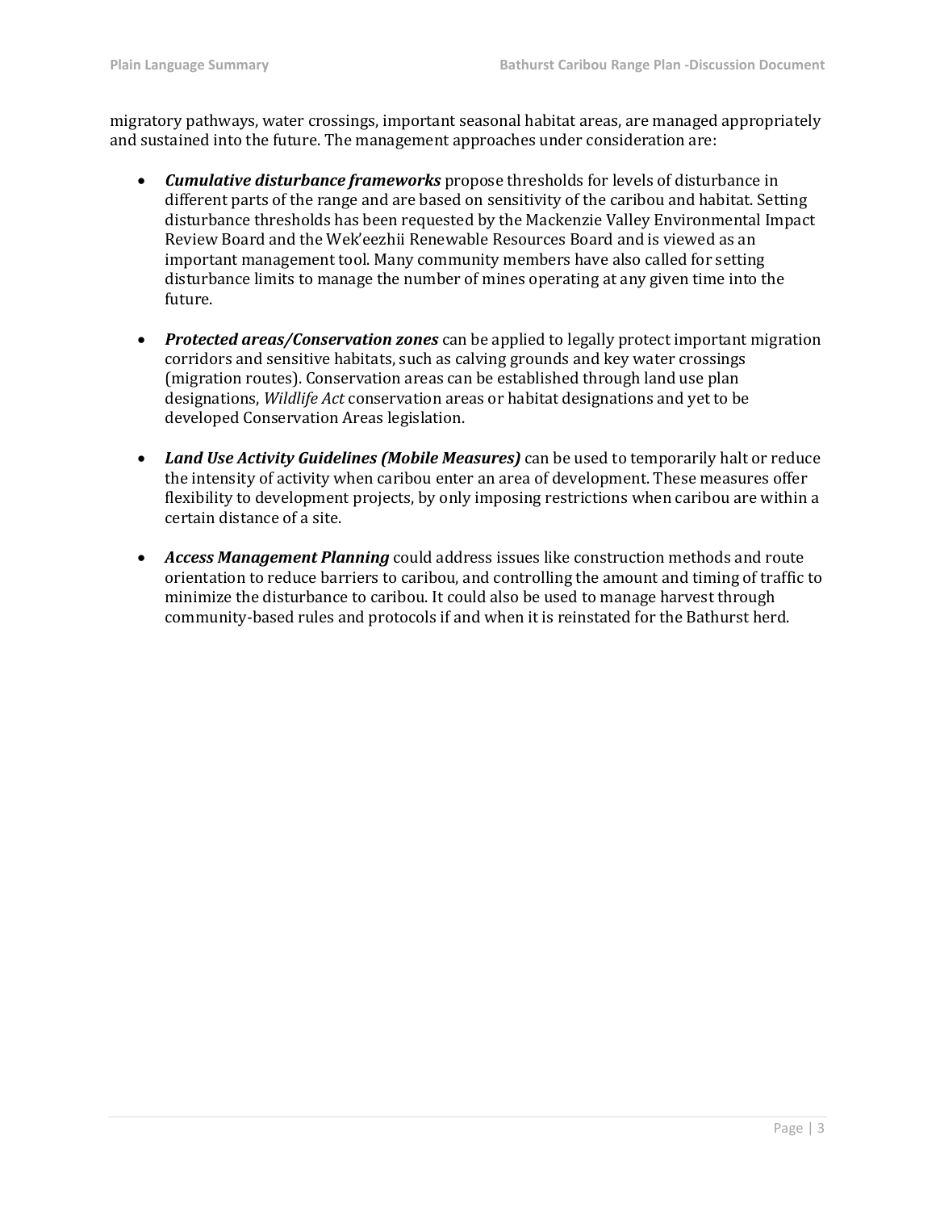migratory pathways, water crossings, important seasonal habitat areas, are managed appropriately and sustained into the future. The management approaches under consideration are:

- ***Cumulative disturbance frameworks*** propose thresholds for levels of disturbance in different parts of the range and are based on sensitivity of the caribou and habitat. Setting disturbance thresholds has been requested by the Mackenzie Valley Environmental Impact Review Board and the Wek'eezhii Renewable Resources Board and is viewed as an important management tool. Many community members have also called for setting disturbance limits to manage the number of mines operating at any given time into the future.

- ***Protected areas/Conservation zones*** can be applied to legally protect important migration corridors and sensitive habitats, such as calving grounds and key water crossings (migration routes). Conservation areas can be established through land use plan designations, *Wildlife Act* conservation areas or habitat designations and yet to be developed Conservation Areas legislation.

- ***Land Use Activity Guidelines (Mobile Measures)*** can be used to temporarily halt or reduce the intensity of activity when caribou enter an area of development. These measures offer flexibility to development projects, by only imposing restrictions when caribou are within a certain distance of a site.

- ***Access Management Planning*** could address issues like construction methods and route orientation to reduce barriers to caribou, and controlling the amount and timing of traffic to minimize the disturbance to caribou. It could also be used to manage harvest through community-based rules and protocols if and when it is reinstated for the Bathurst herd.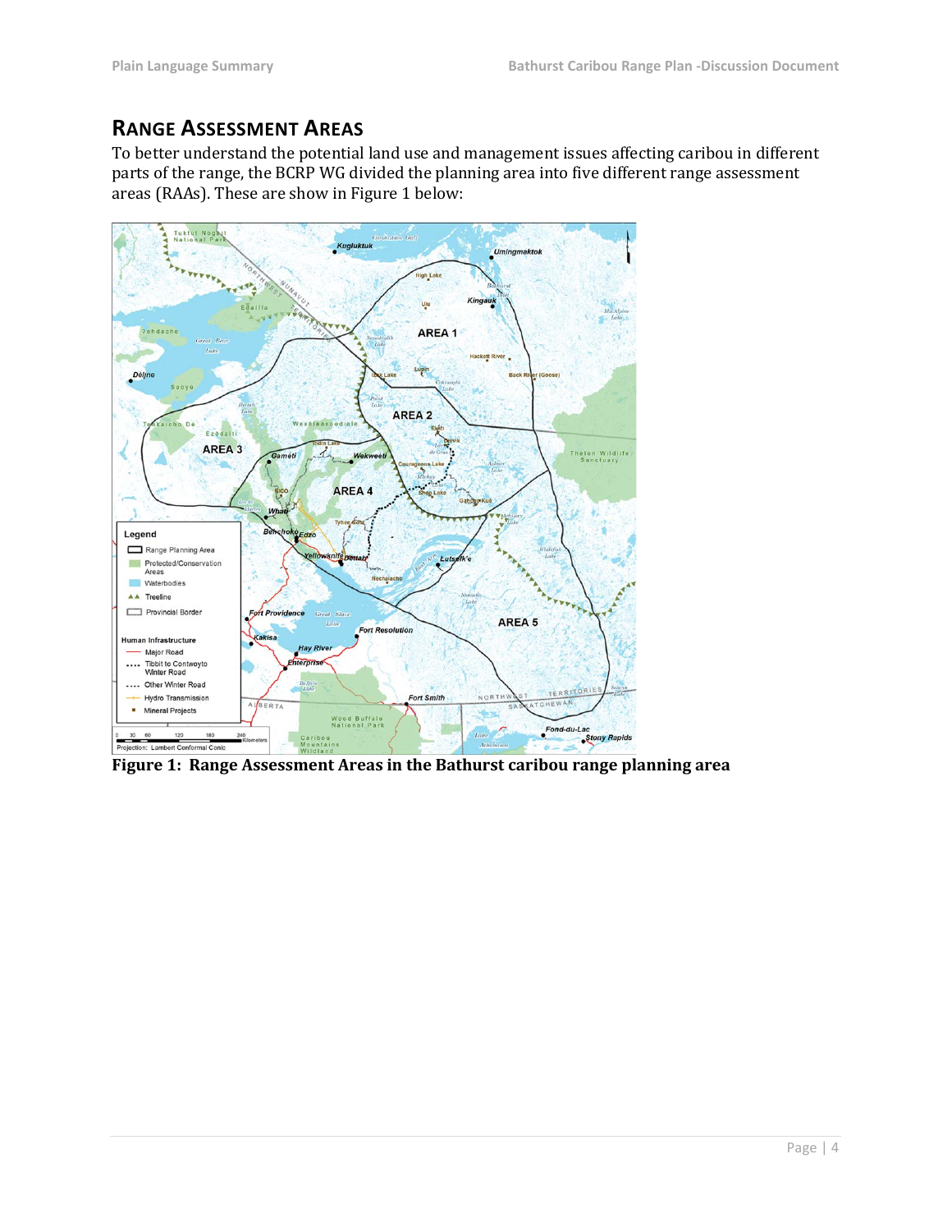## Range Assessment Areas

To better understand the potential land use and management issues affecting caribou in different parts of the range, the BCRP WG divided the planning area into five different range assessment areas (RAAs). These are show in Figure 1 below:

**Figure 1: Range Assessment Areas in the Bathurst caribou range planning area**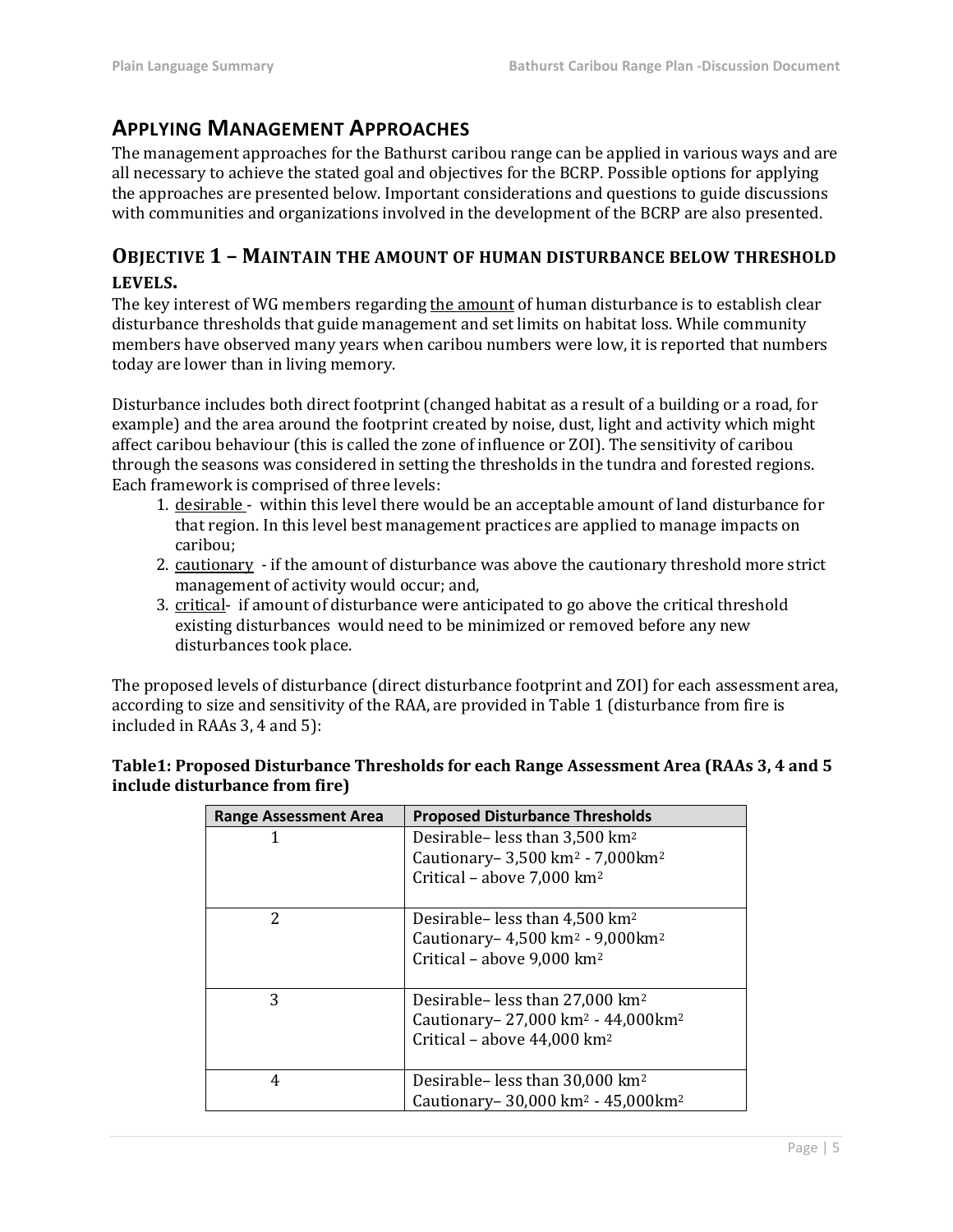## Applying Management Approaches

The management approaches for the Bathurst caribou range can be applied in various ways and are all necessary to achieve the stated goal and objectives for the BCRP. Possible options for applying the approaches are presented below. Important considerations and questions to guide discussions with communities and organizations involved in the development of the BCRP are also presented.

### Objective 1 – Maintain the amount of human disturbance below threshold levels.

The key interest of WG members regarding the amount of human disturbance is to establish clear disturbance thresholds that guide management and set limits on habitat loss. While community members have observed many years when caribou numbers were low, it is reported that numbers today are lower than in living memory.

Disturbance includes both direct footprint (changed habitat as a result of a building or a road, for example) and the area around the footprint created by noise, dust, light and activity which might affect caribou behaviour (this is called the zone of influence or ZOI). The sensitivity of caribou through the seasons was considered in setting the thresholds in the tundra and forested regions. Each framework is comprised of three levels:

1. desirable - within this level there would be an acceptable amount of land disturbance for that region. In this level best management practices are applied to manage impacts on caribou;
2. cautionary - if the amount of disturbance was above the cautionary threshold more strict management of activity would occur; and,
3. critical- if amount of disturbance were anticipated to go above the critical threshold existing disturbances would need to be minimized or removed before any new disturbances took place.

The proposed levels of disturbance (direct disturbance footprint and ZOI) for each assessment area, according to size and sensitivity of the RAA, are provided in Table 1 (disturbance from fire is included in RAAs 3, 4 and 5):

**Table1: Proposed Disturbance Thresholds for each Range Assessment Area (RAAs 3, 4 and 5 include disturbance from fire)**

| Range Assessment Area | Proposed Disturbance Thresholds |
|---|---|
| 1 | Desirable– less than 3,500 $km^2$<br>Cautionary– 3,500 $km^2$ - 7,000 $km^2$<br>Critical – above 7,000 $km^2$ |
| 2 | Desirable– less than 4,500 $km^2$<br>Cautionary– 4,500 $km^2$ - 9,000 $km^2$<br>Critical – above 9,000 $km^2$ |
| 3 | Desirable– less than 27,000 $km^2$<br>Cautionary– 27,000 $km^2$ - 44,000 $km^2$<br>Critical – above 44,000 $km^2$ |
| 4 | Desirable– less than 30,000 $km^2$<br>Cautionary– 30,000 $km^2$ - 45,000 $km^2$ |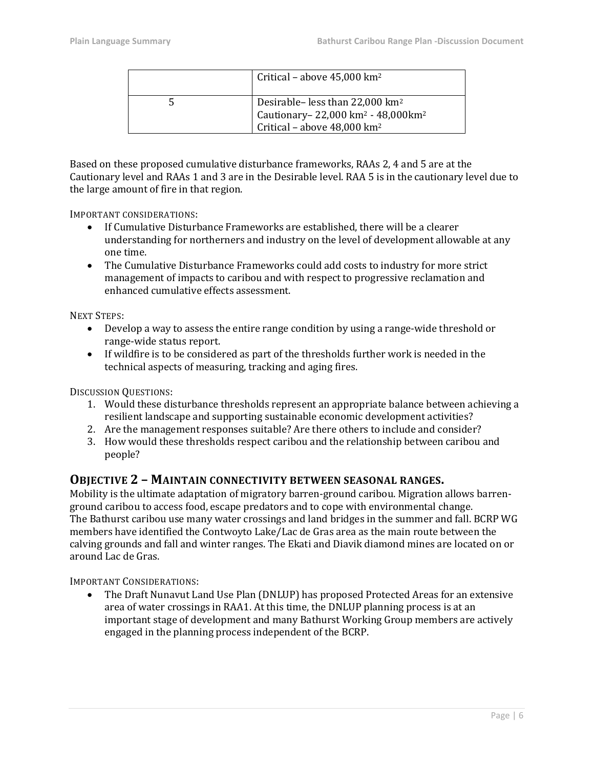| | |
|---|---|
| | Critical – above 45,000 km$^2$ |
| 5 | Desirable– less than 22,000 km$^2$<br>Cautionary– 22,000 km$^2$ - 48,000km$^2$<br>Critical – above 48,000 km$^2$ |

Based on these proposed cumulative disturbance frameworks, RAAs 2, 4 and 5 are at the Cautionary level and RAAs 1 and 3 are in the Desirable level. RAA 5 is in the cautionary level due to the large amount of fire in that region.

IMPORTANT CONSIDERATIONS:

- If Cumulative Disturbance Frameworks are established, there will be a clearer understanding for northerners and industry on the level of development allowable at any one time.
- The Cumulative Disturbance Frameworks could add costs to industry for more strict management of impacts to caribou and with respect to progressive reclamation and enhanced cumulative effects assessment.

NEXT STEPS:

- Develop a way to assess the entire range condition by using a range-wide threshold or range-wide status report.
- If wildfire is to be considered as part of the thresholds further work is needed in the technical aspects of measuring, tracking and aging fires.

DISCUSSION QUESTIONS:

1. Would these disturbance thresholds represent an appropriate balance between achieving a resilient landscape and supporting sustainable economic development activities?
2. Are the management responses suitable? Are there others to include and consider?
3. How would these thresholds respect caribou and the relationship between caribou and people?

## OBJECTIVE 2 – MAINTAIN CONNECTIVITY BETWEEN SEASONAL RANGES.

Mobility is the ultimate adaptation of migratory barren-ground caribou. Migration allows barren-ground caribou to access food, escape predators and to cope with environmental change.
The Bathurst caribou use many water crossings and land bridges in the summer and fall. BCRP WG members have identified the Contwoyto Lake/Lac de Gras area as the main route between the calving grounds and fall and winter ranges. The Ekati and Diavik diamond mines are located on or around Lac de Gras.

IMPORTANT CONSIDERATIONS:

- The Draft Nunavut Land Use Plan (DNLUP) has proposed Protected Areas for an extensive area of water crossings in RAA1. At this time, the DNLUP planning process is at an important stage of development and many Bathurst Working Group members are actively engaged in the planning process independent of the BCRP.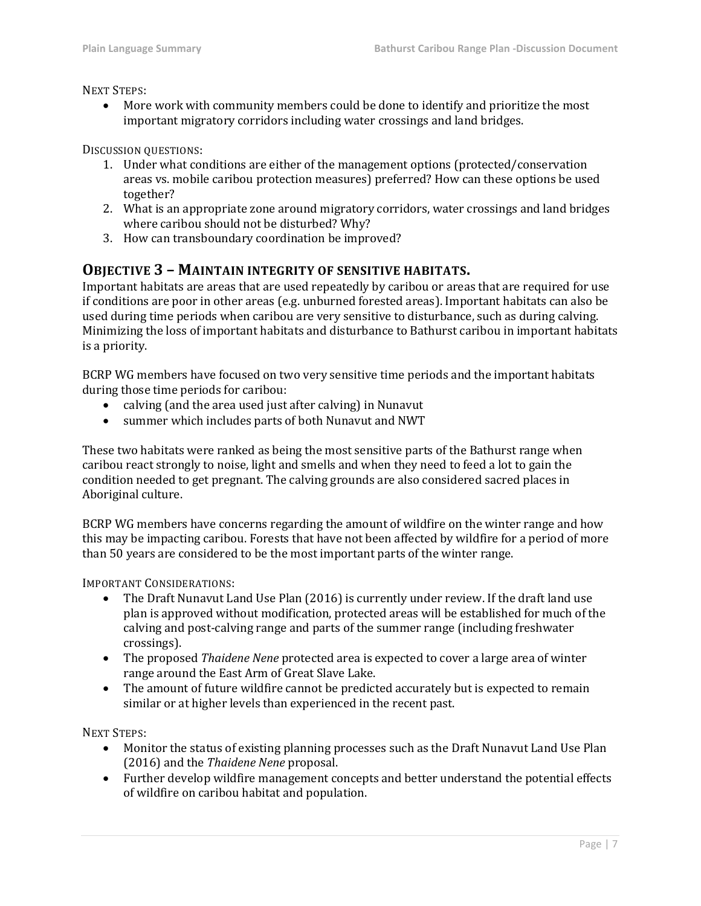NEXT STEPS:

- More work with community members could be done to identify and prioritize the most important migratory corridors including water crossings and land bridges.

DISCUSSION QUESTIONS:

1. Under what conditions are either of the management options (protected/conservation areas vs. mobile caribou protection measures) preferred? How can these options be used together?
2. What is an appropriate zone around migratory corridors, water crossings and land bridges where caribou should not be disturbed? Why?
3. How can transboundary coordination be improved?

## OBJECTIVE 3 – MAINTAIN INTEGRITY OF SENSITIVE HABITATS.

Important habitats are areas that are used repeatedly by caribou or areas that are required for use if conditions are poor in other areas (e.g. unburned forested areas). Important habitats can also be used during time periods when caribou are very sensitive to disturbance, such as during calving. Minimizing the loss of important habitats and disturbance to Bathurst caribou in important habitats is a priority.

BCRP WG members have focused on two very sensitive time periods and the important habitats during those time periods for caribou:

- calving (and the area used just after calving) in Nunavut
- summer which includes parts of both Nunavut and NWT

These two habitats were ranked as being the most sensitive parts of the Bathurst range when caribou react strongly to noise, light and smells and when they need to feed a lot to gain the condition needed to get pregnant. The calving grounds are also considered sacred places in Aboriginal culture.

BCRP WG members have concerns regarding the amount of wildfire on the winter range and how this may be impacting caribou. Forests that have not been affected by wildfire for a period of more than 50 years are considered to be the most important parts of the winter range.

IMPORTANT CONSIDERATIONS:

- The Draft Nunavut Land Use Plan (2016) is currently under review. If the draft land use plan is approved without modification, protected areas will be established for much of the calving and post-calving range and parts of the summer range (including freshwater crossings).
- The proposed *Thaidene Nene* protected area is expected to cover a large area of winter range around the East Arm of Great Slave Lake.
- The amount of future wildfire cannot be predicted accurately but is expected to remain similar or at higher levels than experienced in the recent past.

NEXT STEPS:

- Monitor the status of existing planning processes such as the Draft Nunavut Land Use Plan (2016) and the *Thaidene Nene* proposal.
- Further develop wildfire management concepts and better understand the potential effects of wildfire on caribou habitat and population.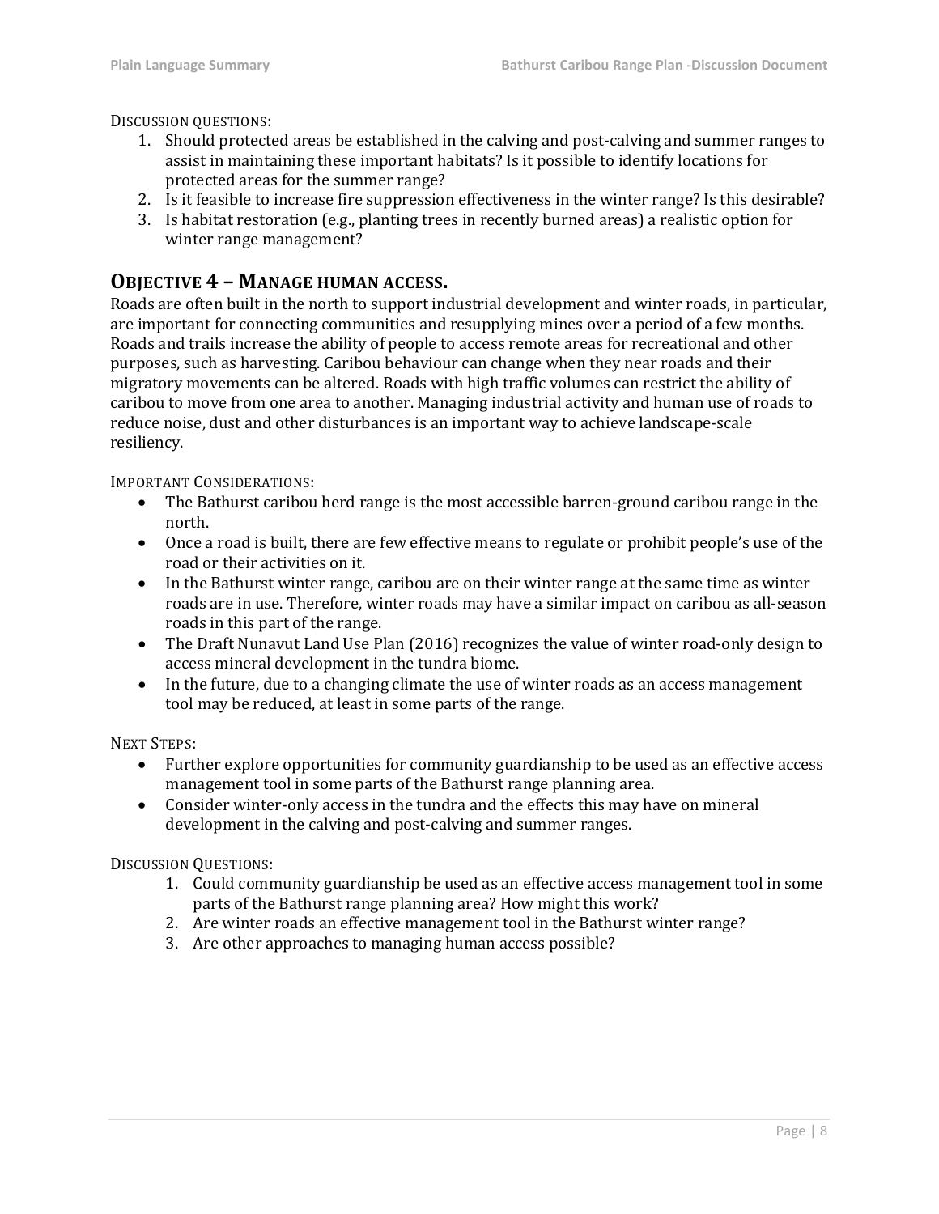Discussion questions:

1. Should protected areas be established in the calving and post-calving and summer ranges to assist in maintaining these important habitats? Is it possible to identify locations for protected areas for the summer range?
2. Is it feasible to increase fire suppression effectiveness in the winter range? Is this desirable?
3. Is habitat restoration (e.g., planting trees in recently burned areas) a realistic option for winter range management?

## Objective 4 – Manage human access.

Roads are often built in the north to support industrial development and winter roads, in particular, are important for connecting communities and resupplying mines over a period of a few months. Roads and trails increase the ability of people to access remote areas for recreational and other purposes, such as harvesting. Caribou behaviour can change when they near roads and their migratory movements can be altered. Roads with high traffic volumes can restrict the ability of caribou to move from one area to another. Managing industrial activity and human use of roads to reduce noise, dust and other disturbances is an important way to achieve landscape-scale resiliency.

Important Considerations:

- The Bathurst caribou herd range is the most accessible barren-ground caribou range in the north.
- Once a road is built, there are few effective means to regulate or prohibit people's use of the road or their activities on it.
- In the Bathurst winter range, caribou are on their winter range at the same time as winter roads are in use. Therefore, winter roads may have a similar impact on caribou as all-season roads in this part of the range.
- The Draft Nunavut Land Use Plan (2016) recognizes the value of winter road-only design to access mineral development in the tundra biome.
- In the future, due to a changing climate the use of winter roads as an access management tool may be reduced, at least in some parts of the range.

Next Steps:

- Further explore opportunities for community guardianship to be used as an effective access management tool in some parts of the Bathurst range planning area.
- Consider winter-only access in the tundra and the effects this may have on mineral development in the calving and post-calving and summer ranges.

Discussion Questions:

1. Could community guardianship be used as an effective access management tool in some parts of the Bathurst range planning area? How might this work?
2. Are winter roads an effective management tool in the Bathurst winter range?
3. Are other approaches to managing human access possible?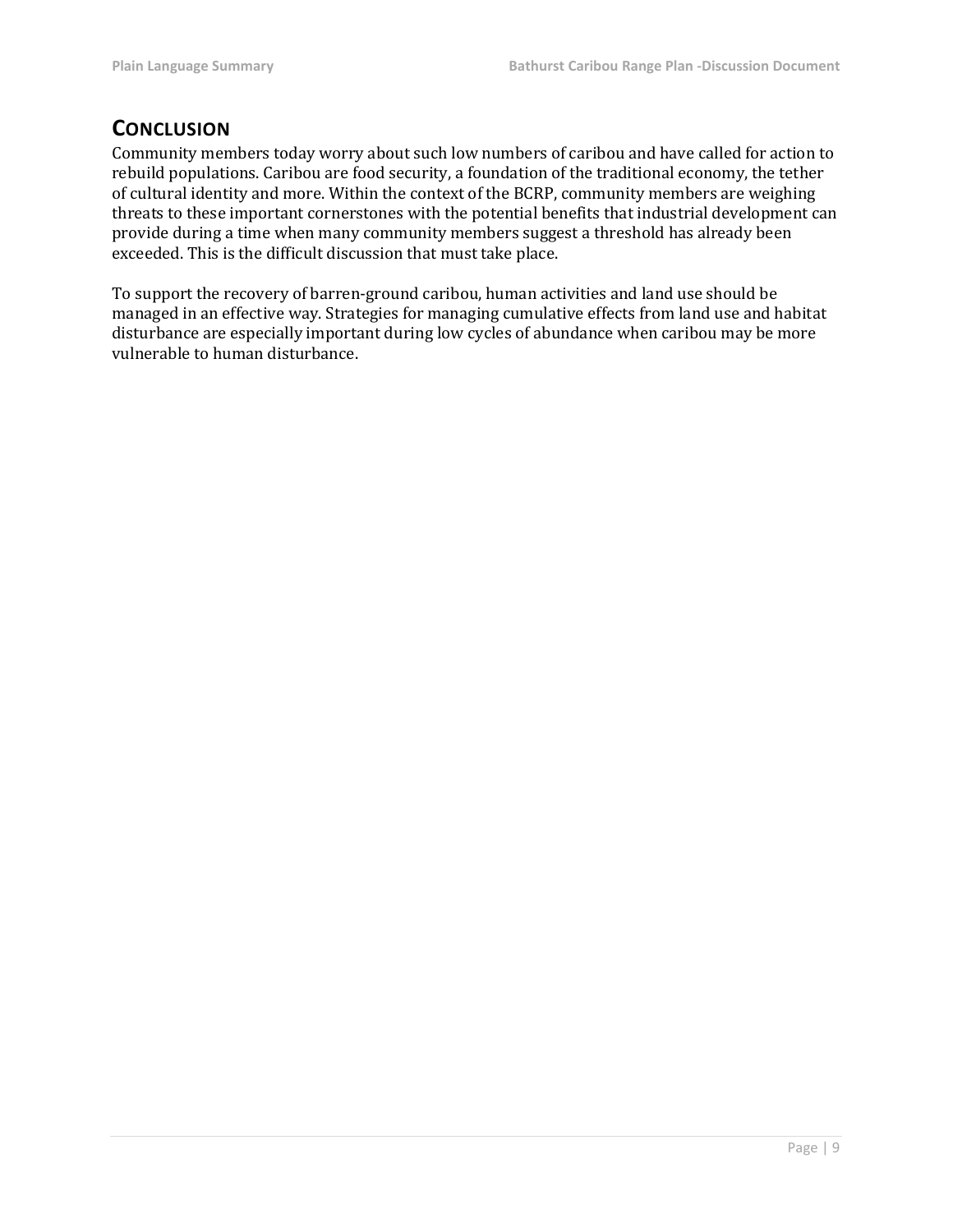## CONCLUSION

Community members today worry about such low numbers of caribou and have called for action to rebuild populations. Caribou are food security, a foundation of the traditional economy, the tether of cultural identity and more. Within the context of the BCRP, community members are weighing threats to these important cornerstones with the potential benefits that industrial development can provide during a time when many community members suggest a threshold has already been exceeded. This is the difficult discussion that must take place.

To support the recovery of barren-ground caribou, human activities and land use should be managed in an effective way. Strategies for managing cumulative effects from land use and habitat disturbance are especially important during low cycles of abundance when caribou may be more vulnerable to human disturbance.